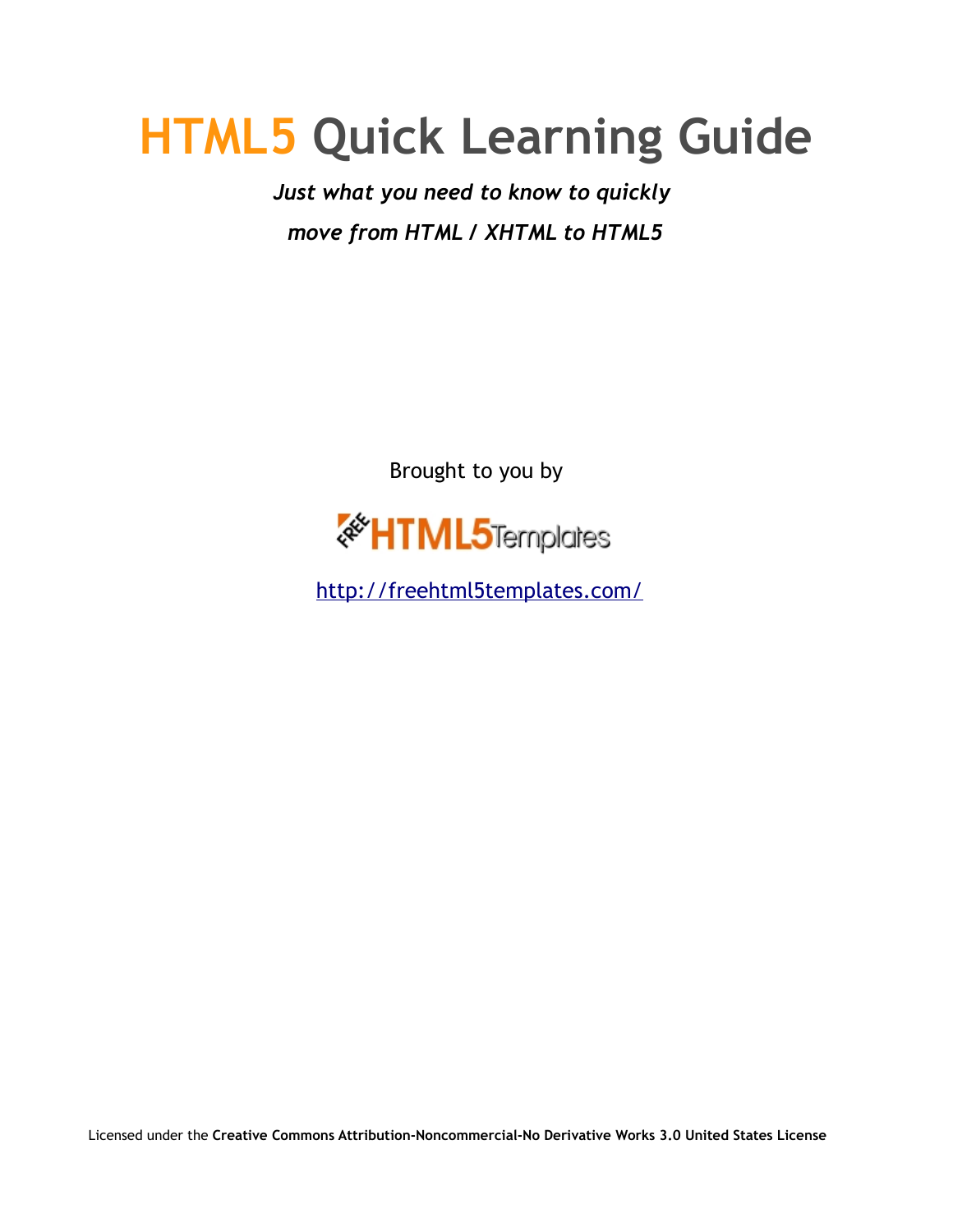# HTML5 Quick Learning Guide

***Just what you need to know to quickly move from HTML / XHTML to HTML5***

Brought to you by

FREE HTML5Templates

http://freehtml5templates.com/

Licensed under the **Creative Commons Attribution-Noncommercial-No Derivative Works 3.0 United States License**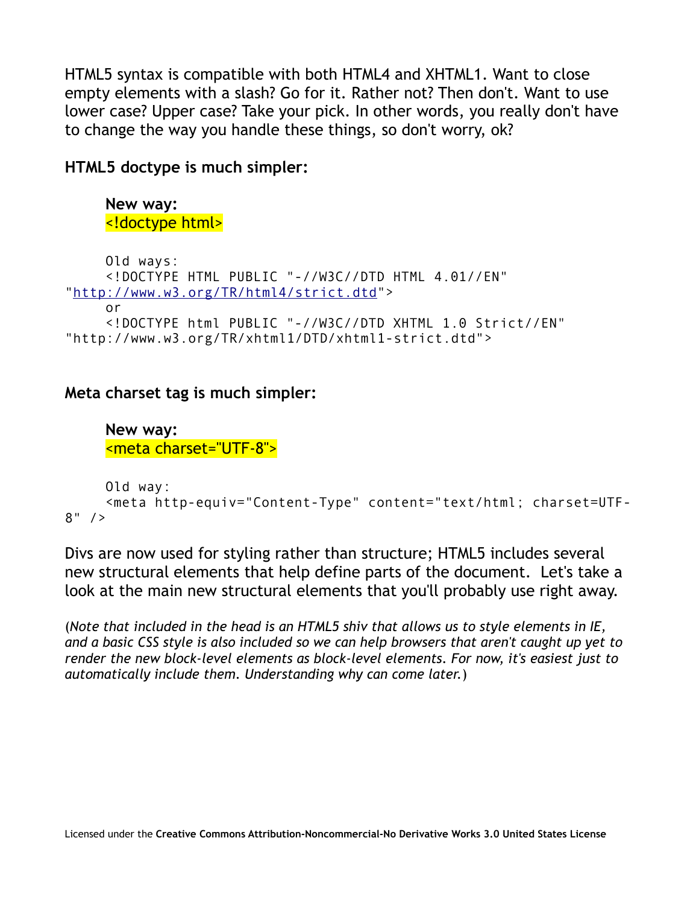HTML5 syntax is compatible with both HTML4 and XHTML1. Want to close empty elements with a slash? Go for it. Rather not? Then don't. Want to use lower case? Upper case? Take your pick. In other words, you really don't have to change the way you handle these things, so don't worry, ok?

**HTML5 doctype is much simpler:**

**New way:**
`<!doctype html>`

```
Old ways:
<!DOCTYPE HTML PUBLIC "-//W3C//DTD HTML 4.01//EN"
"http://www.w3.org/TR/html4/strict.dtd">
or
<!DOCTYPE html PUBLIC "-//W3C//DTD XHTML 1.0 Strict//EN"
"http://www.w3.org/TR/xhtml1/DTD/xhtml1-strict.dtd">
```

**Meta charset tag is much simpler:**

**New way:**
`<meta charset="UTF-8">`

```
Old way:
<meta http-equiv="Content-Type" content="text/html; charset=UTF-8" />
```

Divs are now used for styling rather than structure; HTML5 includes several new structural elements that help define parts of the document. Let's take a look at the main new structural elements that you'll probably use right away.

(*Note that included in the head is an HTML5 shiv that allows us to style elements in IE, and a basic CSS style is also included so we can help browsers that aren't caught up yet to render the new block-level elements as block-level elements. For now, it's easiest just to automatically include them. Understanding why can come later.*)

Licensed under the **Creative Commons Attribution-Noncommercial-No Derivative Works 3.0 United States License**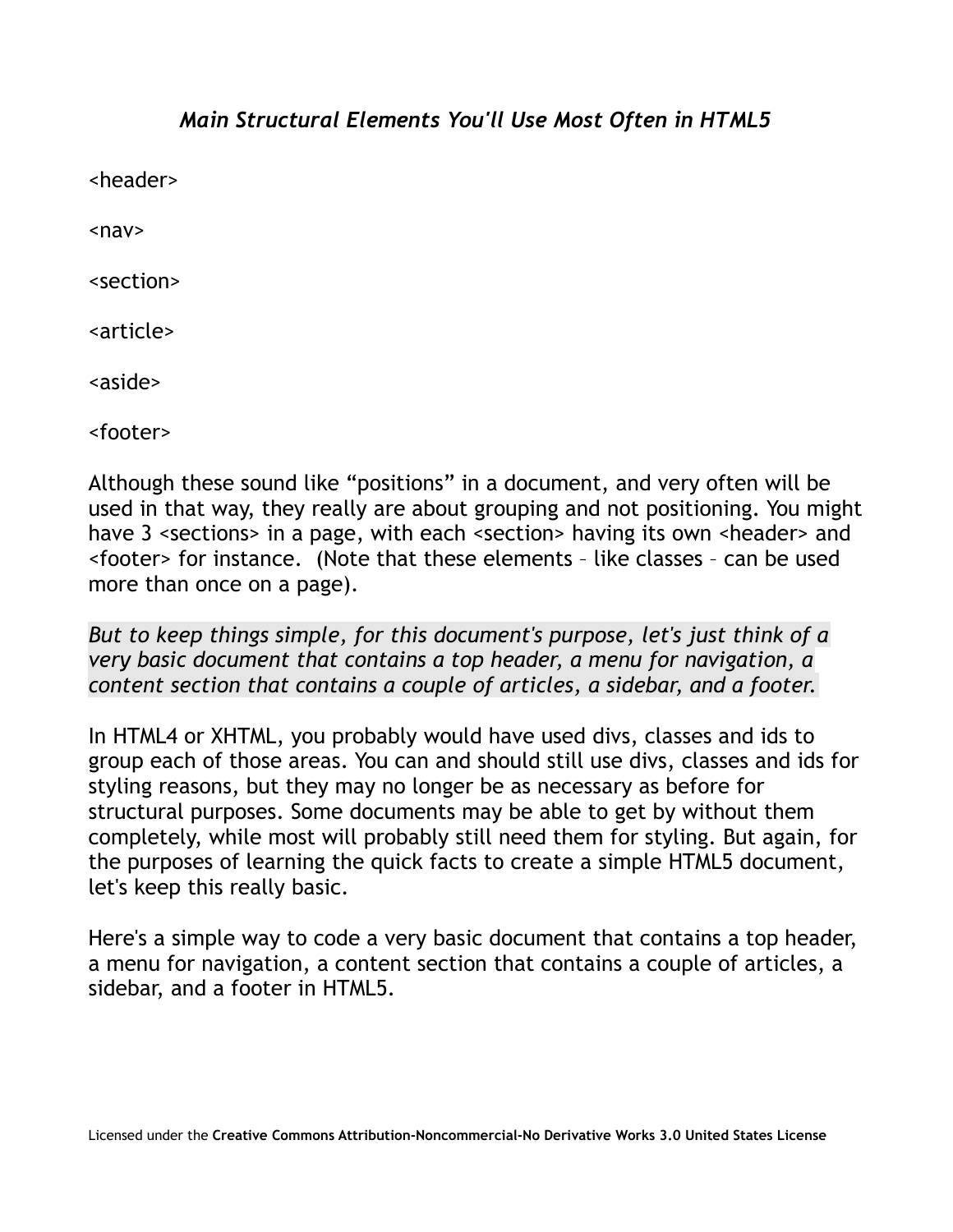## *Main Structural Elements You'll Use Most Often in HTML5*

<header>

<nav>

<section>

<article>

<aside>

<footer>

Although these sound like "positions" in a document, and very often will be used in that way, they really are about grouping and not positioning. You might have 3 <sections> in a page, with each <section> having its own <header> and <footer> for instance. (Note that these elements – like classes – can be used more than once on a page).

*But to keep things simple, for this document's purpose, let's just think of a very basic document that contains a top header, a menu for navigation, a content section that contains a couple of articles, a sidebar, and a footer.*

In HTML4 or XHTML, you probably would have used divs, classes and ids to group each of those areas. You can and should still use divs, classes and ids for styling reasons, but they may no longer be as necessary as before for structural purposes. Some documents may be able to get by without them completely, while most will probably still need them for styling. But again, for the purposes of learning the quick facts to create a simple HTML5 document, let's keep this really basic.

Here's a simple way to code a very basic document that contains a top header, a menu for navigation, a content section that contains a couple of articles, a sidebar, and a footer in HTML5.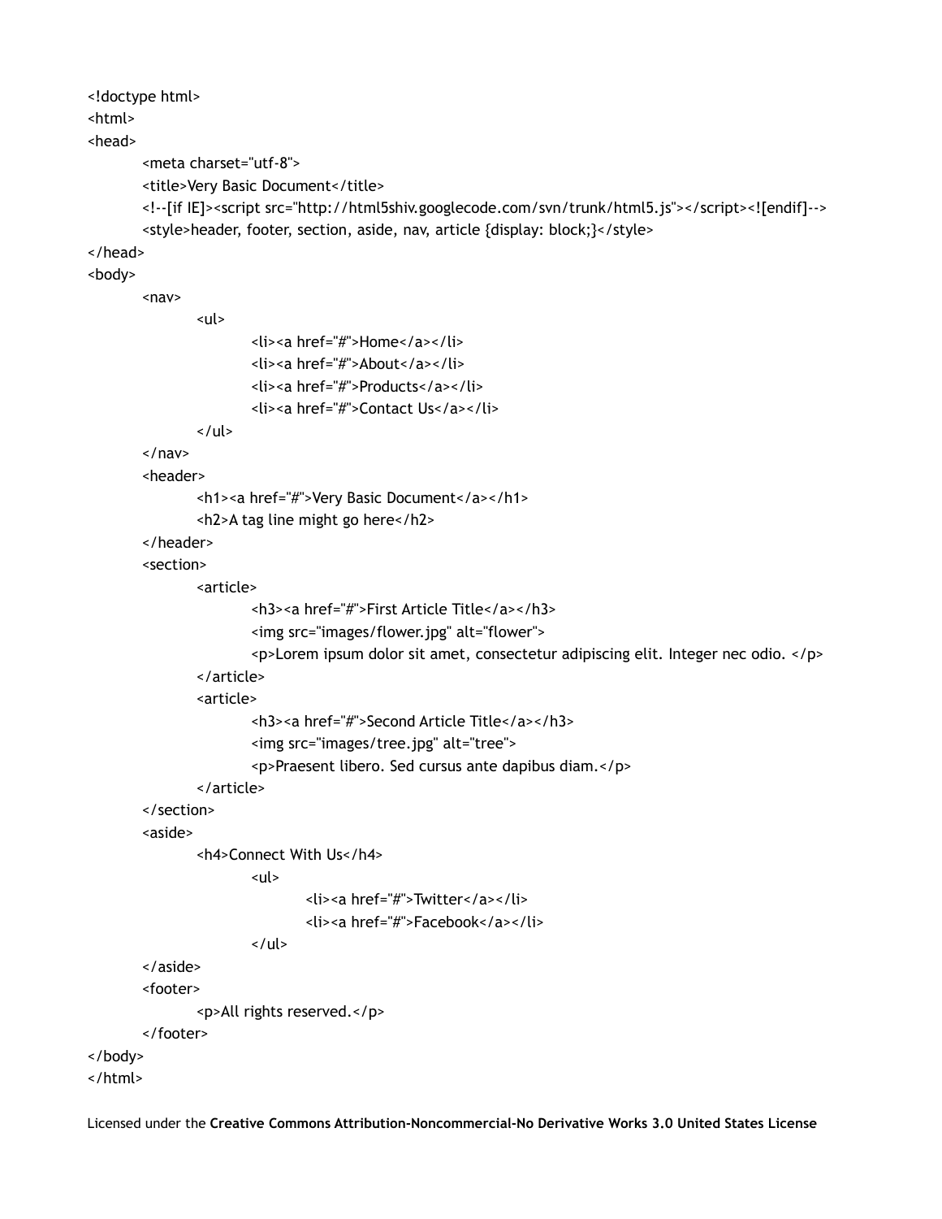```html
<!doctype html>
<html>
<head>
	<meta charset="utf-8">
	<title>Very Basic Document</title>
	<!--[if IE]><script src="http://html5shiv.googlecode.com/svn/trunk/html5.js"></script><![endif]-->
	<style>header, footer, section, aside, nav, article {display: block;}</style>
</head>
<body>
	<nav>
		<ul>
			<li><a href="#">Home</a></li>
			<li><a href="#">About</a></li>
			<li><a href="#">Products</a></li>
			<li><a href="#">Contact Us</a></li>
		</ul>
	</nav>
	<header>
		<h1><a href="#">Very Basic Document</a></h1>
		<h2>A tag line might go here</h2>
	</header>
	<section>
		<article>
			<h3><a href="#">First Article Title</a></h3>
			<img src="images/flower.jpg" alt="flower">
			<p>Lorem ipsum dolor sit amet, consectetur adipiscing elit. Integer nec odio. </p>
		</article>
		<article>
			<h3><a href="#">Second Article Title</a></h3>
			<img src="images/tree.jpg" alt="tree">
			<p>Praesent libero. Sed cursus ante dapibus diam.</p>
		</article>
	</section>
	<aside>
		<h4>Connect With Us</h4>
			<ul>
				<li><a href="#">Twitter</a></li>
				<li><a href="#">Facebook</a></li>
			</ul>
	</aside>
	<footer>
		<p>All rights reserved.</p>
	</footer>
</body>
</html>
```

Licensed under the **Creative Commons Attribution-Noncommercial-No Derivative Works 3.0 United States License**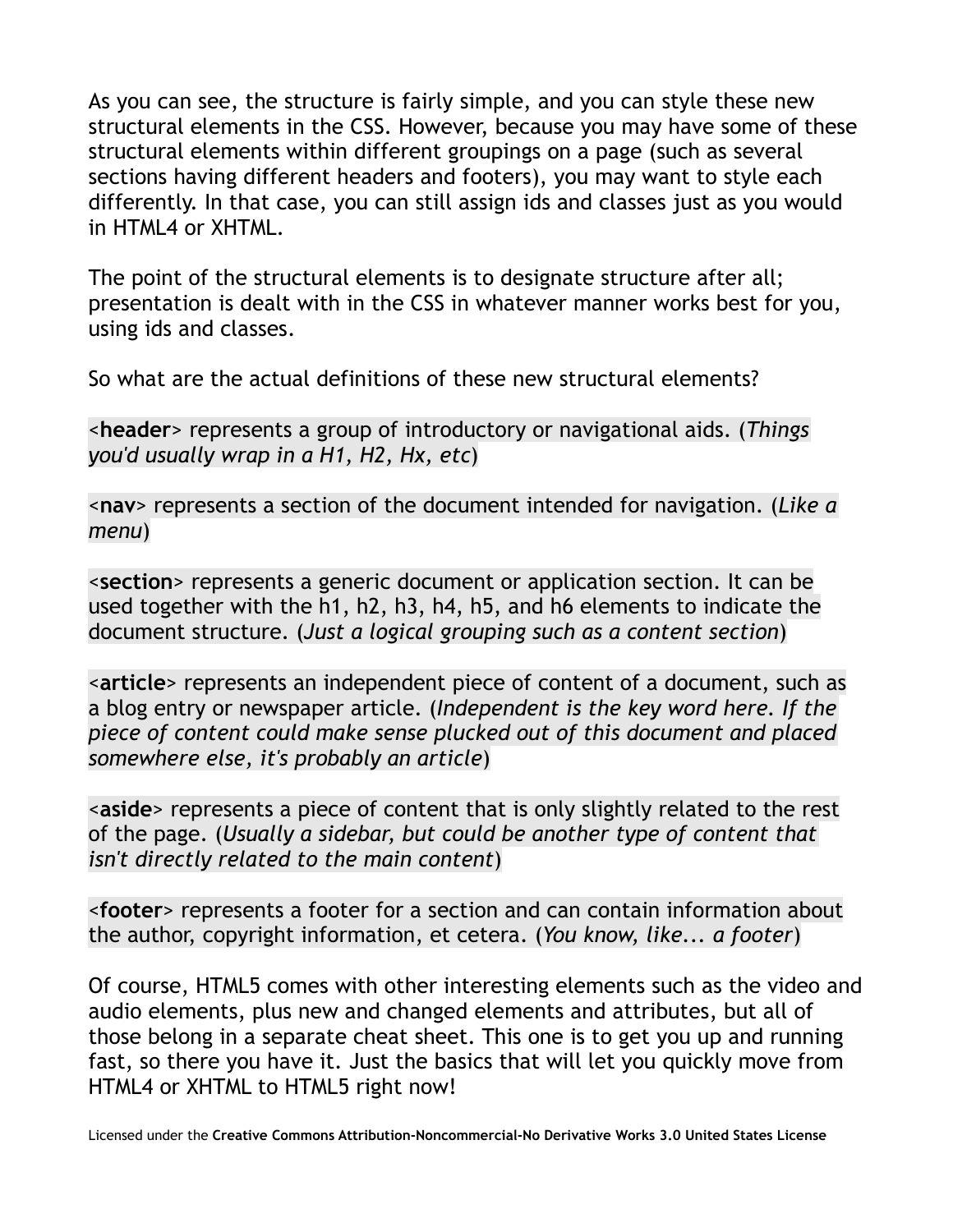As you can see, the structure is fairly simple, and you can style these new structural elements in the CSS. However, because you may have some of these structural elements within different groupings on a page (such as several sections having different headers and footers), you may want to style each differently. In that case, you can still assign ids and classes just as you would in HTML4 or XHTML.

The point of the structural elements is to designate structure after all; presentation is dealt with in the CSS in whatever manner works best for you, using ids and classes.

So what are the actual definitions of these new structural elements?

<**header**> represents a group of introductory or navigational aids. (*Things you'd usually wrap in a H1, H2, Hx, etc*)

<**nav**> represents a section of the document intended for navigation. (*Like a menu*)

<**section**> represents a generic document or application section. It can be used together with the h1, h2, h3, h4, h5, and h6 elements to indicate the document structure. (*Just a logical grouping such as a content section*)

<**article**> represents an independent piece of content of a document, such as a blog entry or newspaper article. (*Independent is the key word here. If the piece of content could make sense plucked out of this document and placed somewhere else, it's probably an article*)

<**aside**> represents a piece of content that is only slightly related to the rest of the page. (*Usually a sidebar, but could be another type of content that isn't directly related to the main content*)

<**footer**> represents a footer for a section and can contain information about the author, copyright information, et cetera. (*You know, like... a footer*)

Of course, HTML5 comes with other interesting elements such as the video and audio elements, plus new and changed elements and attributes, but all of those belong in a separate cheat sheet. This one is to get you up and running fast, so there you have it. Just the basics that will let you quickly move from HTML4 or XHTML to HTML5 right now!

Licensed under the **Creative Commons Attribution-Noncommercial-No Derivative Works 3.0 United States License**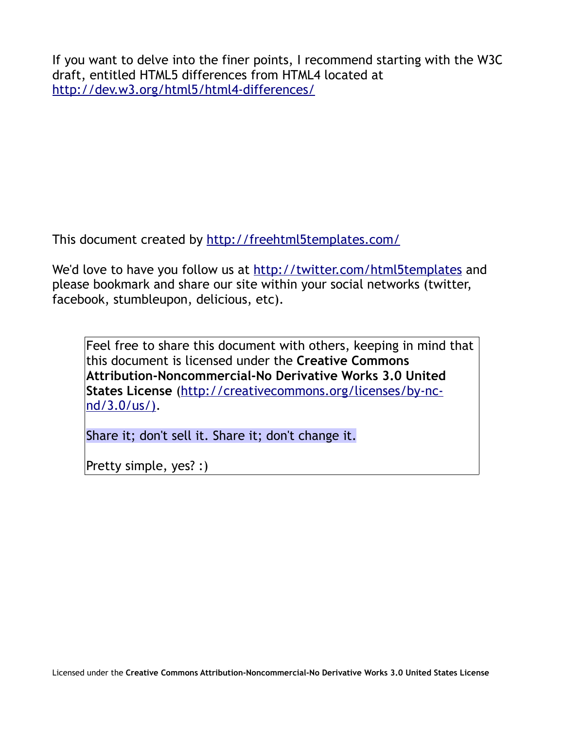If you want to delve into the finer points, I recommend starting with the W3C draft, entitled HTML5 differences from HTML4 located at http://dev.w3.org/html5/html4-differences/

This document created by http://freehtml5templates.com/

We'd love to have you follow us at http://twitter.com/html5templates and please bookmark and share our site within your social networks (twitter, facebook, stumbleupon, delicious, etc).

> Feel free to share this document with others, keeping in mind that this document is licensed under the **Creative Commons Attribution-Noncommercial-No Derivative Works 3.0 United States License** (http://creativecommons.org/licenses/by-nc-nd/3.0/us/).
>
> Share it; don't sell it. Share it; don't change it.
>
> Pretty simple, yes? :)